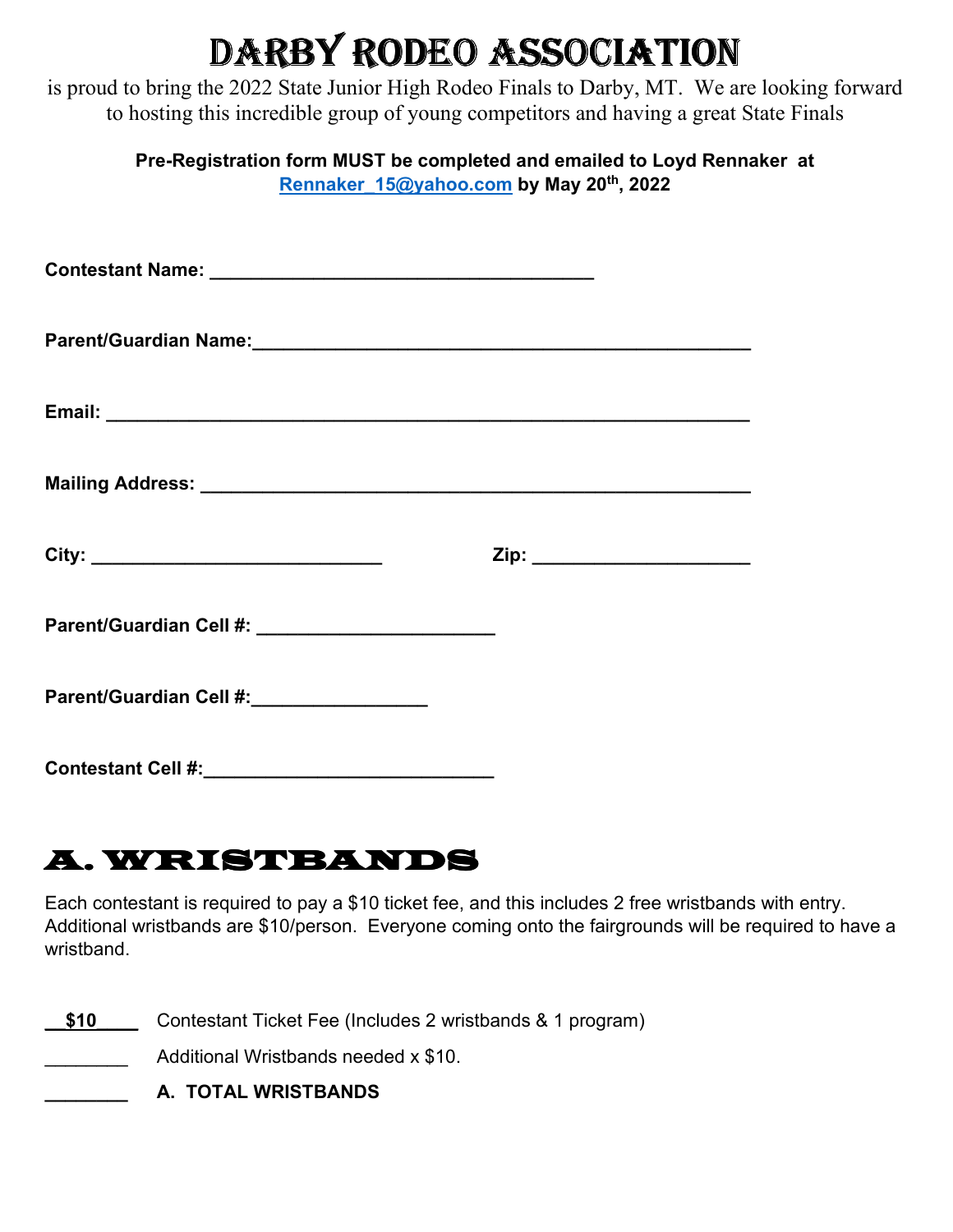# DARBY RODEO ASSOCIATION

is proud to bring the 2022 State Junior High Rodeo Finals to Darby, MT. We are looking forward to hosting this incredible group of young competitors and having a great State Finals

**Pre-Registration form MUST be completed and emailed to Loyd Rennaker at Rennaker_15@yahoo.com by May 20th, 2022**

**Contestant Name:** ___________________________________

**Parent/Guardian Name:**_____________________________________________

**Email:** __________________________________________________________

**Mailing Address:** __________________________________________________

**City:** ___________________________ **Zip:** ____________________

**Parent/Guardian Cell #:** ______________________

**Parent/Guardian Cell #:**________________

**Contestant Cell #:**___________________________

## A. WRISTBANDS

Each contestant is required to pay a $10 ticket fee, and this includes 2 free wristbands with entry. Additional wristbands are $10/person. Everyone coming onto the fairgrounds will be required to have a wristband.

__**$10**____ Contestant Ticket Fee (Includes 2 wristbands & 1 program)

________ Additional Wristbands needed x $10.

________ **A. TOTAL WRISTBANDS**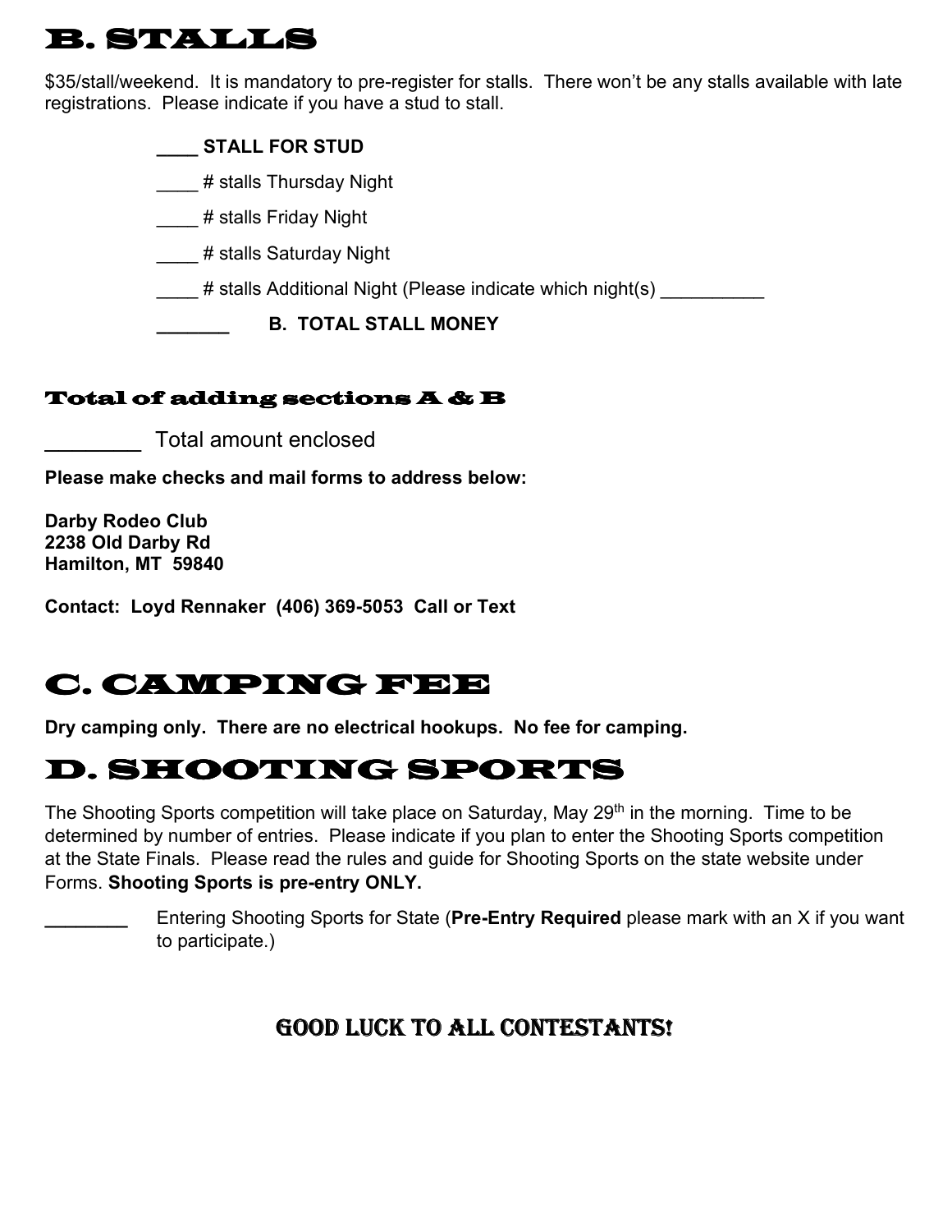# B. STALLS

$35/stall/weekend. It is mandatory to pre-register for stalls. There won't be any stalls available with late registrations. Please indicate if you have a stud to stall.

**____ STALL FOR STUD**

____ # stalls Thursday Night

____ # stalls Friday Night

____ # stalls Saturday Night

____ # stalls Additional Night (Please indicate which night(s) __________

**_______ B. TOTAL STALL MONEY**

### Total of adding sections A & B

________ Total amount enclosed

**Please make checks and mail forms to address below:**

**Darby Rodeo Club**
**2238 Old Darby Rd**
**Hamilton, MT 59840**

**Contact: Loyd Rennaker (406) 369-5053 Call or Text**

# C. CAMPING FEE

**Dry camping only. There are no electrical hookups. No fee for camping.**

# D. SHOOTING SPORTS

The Shooting Sports competition will take place on Saturday, May 29th in the morning. Time to be determined by number of entries. Please indicate if you plan to enter the Shooting Sports competition at the State Finals. Please read the rules and guide for Shooting Sports on the state website under Forms. **Shooting Sports is pre-entry ONLY.**

________ Entering Shooting Sports for State (**Pre-Entry Required** please mark with an X if you want to participate.)

## GOOD LUCK TO ALL CONTESTANTS!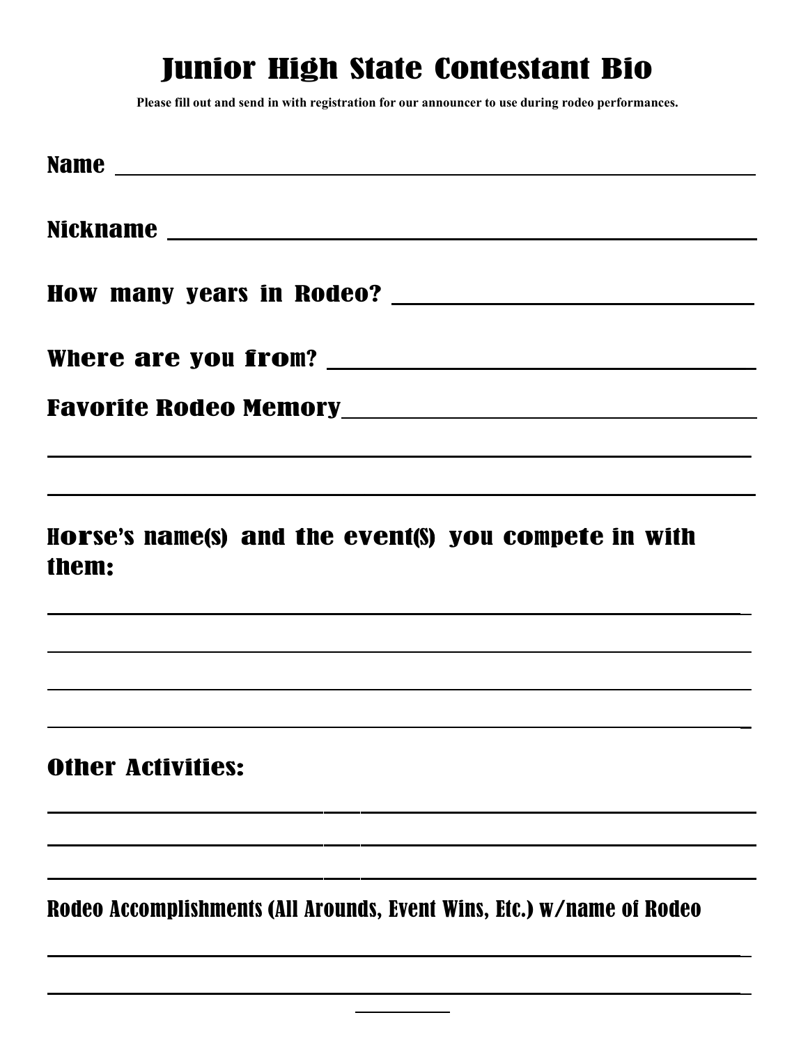# Junior High State Contestant Bio

**Please fill out and send in with registration for our announcer to use during rodeo performances.**

**Name** ______________________________________________

**Nickname** ______________________________________________

**How many years in Rodeo?** ______________________________

**Where are you from?** ___________________________________

**Favorite Rodeo Memory** _________________________________

______________________________________________________

______________________________________________________

**Horse's name(s) and the event(S) you compete in with them:**

______________________________________________________

______________________________________________________

______________________________________________________

______________________________________________________

**Other Activities:**

______________________________________________________

______________________________________________________

______________________________________________________

**Rodeo Accomplishments (All Arounds, Event Wins, Etc.) w/name of Rodeo**

______________________________________________________

______________________________________________________